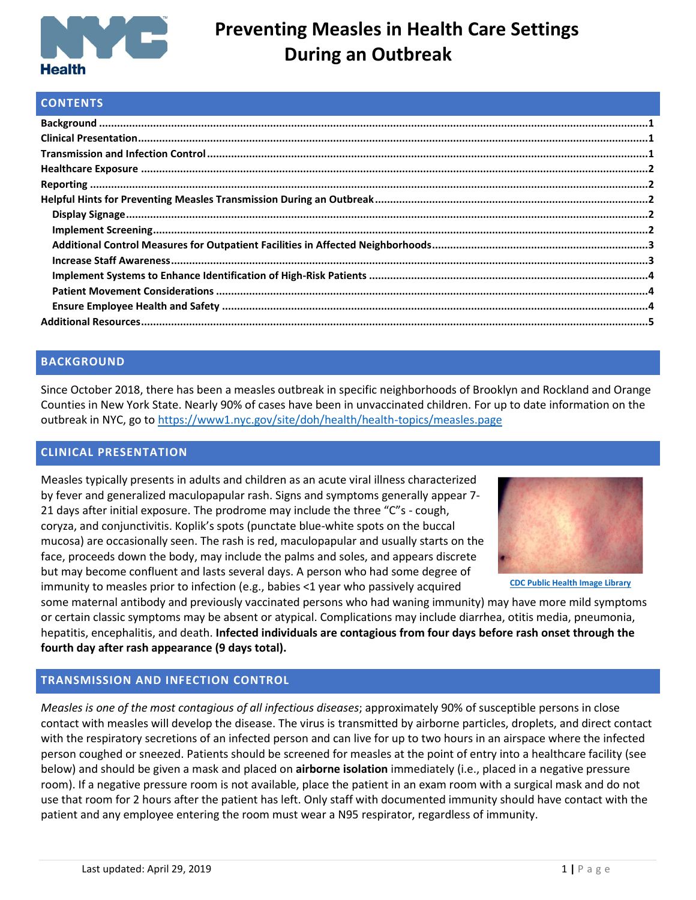# Preventing Measles in Health Care Settings During an Outbreak

## CONTENTS

- Background ....1
- Clinical Presentation ....1
- Transmission and Infection Control ....1
- Healthcare Exposure ....2
- Reporting ....2
- Helpful Hints for Preventing Measles Transmission During an Outbreak ....2
  - Display Signage ....2
  - Implement Screening ....2
  - Additional Control Measures for Outpatient Facilities in Affected Neighborhoods ....3
  - Increase Staff Awareness ....3
  - Implement Systems to Enhance Identification of High-Risk Patients ....4
  - Patient Movement Considerations ....4
  - Ensure Employee Health and Safety ....4
- Additional Resources ....5

## BACKGROUND

Since October 2018, there has been a measles outbreak in specific neighborhoods of Brooklyn and Rockland and Orange Counties in New York State. Nearly 90% of cases have been in unvaccinated children. For up to date information on the outbreak in NYC, go to https://www1.nyc.gov/site/doh/health/health-topics/measles.page

## CLINICAL PRESENTATION

Measles typically presents in adults and children as an acute viral illness characterized by fever and generalized maculopapular rash. Signs and symptoms generally appear 7-21 days after initial exposure. The prodrome may include the three "C"s - cough, coryza, and conjunctivitis. Koplik's spots (punctate blue-white spots on the buccal mucosa) are occasionally seen. The rash is red, maculopapular and usually starts on the face, proceeds down the body, may include the palms and soles, and appears discrete but may become confluent and lasts several days. A person who had some degree of immunity to measles prior to infection (e.g., babies <1 year who passively acquired some maternal antibody and previously vaccinated persons who had waning immunity) may have more mild symptoms or certain classic symptoms may be absent or atypical. Complications may include diarrhea, otitis media, pneumonia, hepatitis, encephalitis, and death. **Infected individuals are contagious from four days before rash onset through the fourth day after rash appearance (9 days total).**

CDC Public Health Image Library

## TRANSMISSION AND INFECTION CONTROL

*Measles is one of the most contagious of all infectious diseases*; approximately 90% of susceptible persons in close contact with measles will develop the disease. The virus is transmitted by airborne particles, droplets, and direct contact with the respiratory secretions of an infected person and can live for up to two hours in an airspace where the infected person coughed or sneezed. Patients should be screened for measles at the point of entry into a healthcare facility (see below) and should be given a mask and placed on **airborne isolation** immediately (i.e., placed in a negative pressure room). If a negative pressure room is not available, place the patient in an exam room with a surgical mask and do not use that room for 2 hours after the patient has left. Only staff with documented immunity should have contact with the patient and any employee entering the room must wear a N95 respirator, regardless of immunity.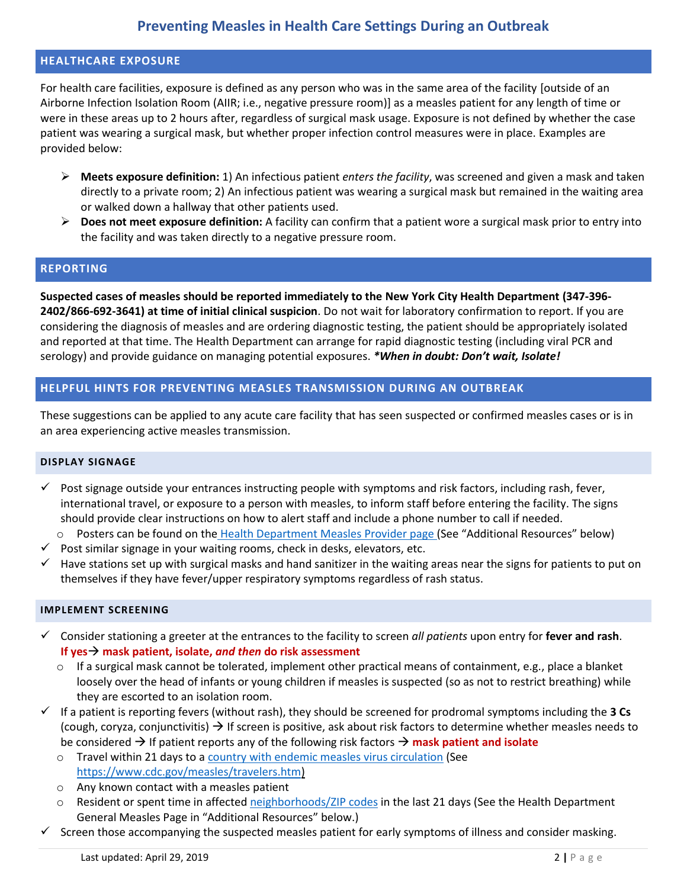# Preventing Measles in Health Care Settings During an Outbreak

## HEALTHCARE EXPOSURE

For health care facilities, exposure is defined as any person who was in the same area of the facility [outside of an Airborne Infection Isolation Room (AIIR; i.e., negative pressure room)] as a measles patient for any length of time or were in these areas up to 2 hours after, regardless of surgical mask usage. Exposure is not defined by whether the case patient was wearing a surgical mask, but whether proper infection control measures were in place. Examples are provided below:

- **Meets exposure definition:** 1) An infectious patient *enters the facility*, was screened and given a mask and taken directly to a private room; 2) An infectious patient was wearing a surgical mask but remained in the waiting area or walked down a hallway that other patients used.
- **Does not meet exposure definition:** A facility can confirm that a patient wore a surgical mask prior to entry into the facility and was taken directly to a negative pressure room.

## REPORTING

**Suspected cases of measles should be reported immediately to the New York City Health Department (347-396-2402/866-692-3641) at time of initial clinical suspicion**. Do not wait for laboratory confirmation to report. If you are considering the diagnosis of measles and are ordering diagnostic testing, the patient should be appropriately isolated and reported at that time. The Health Department can arrange for rapid diagnostic testing (including viral PCR and serology) and provide guidance on managing potential exposures. ***When in doubt: Don't wait, Isolate!***

## HELPFUL HINTS FOR PREVENTING MEASLES TRANSMISSION DURING AN OUTBREAK

These suggestions can be applied to any acute care facility that has seen suspected or confirmed measles cases or is in an area experiencing active measles transmission.

### DISPLAY SIGNAGE

- ✓ Post signage outside your entrances instructing people with symptoms and risk factors, including rash, fever, international travel, or exposure to a person with measles, to inform staff before entering the facility. The signs should provide clear instructions on how to alert staff and include a phone number to call if needed.
  - Posters can be found on the Health Department Measles Provider page (See "Additional Resources" below)
- ✓ Post similar signage in your waiting rooms, check in desks, elevators, etc.
- ✓ Have stations set up with surgical masks and hand sanitizer in the waiting areas near the signs for patients to put on themselves if they have fever/upper respiratory symptoms regardless of rash status.

### IMPLEMENT SCREENING

- ✓ Consider stationing a greeter at the entrances to the facility to screen *all patients* upon entry for **fever and rash**. **If yes→ mask patient, isolate, *and then* do risk assessment**
  - If a surgical mask cannot be tolerated, implement other practical means of containment, e.g., place a blanket loosely over the head of infants or young children if measles is suspected (so as not to restrict breathing) while they are escorted to an isolation room.
- ✓ If a patient is reporting fevers (without rash), they should be screened for prodromal symptoms including the **3 Cs** (cough, coryza, conjunctivitis) → If screen is positive, ask about risk factors to determine whether measles needs to be considered → If patient reports any of the following risk factors → **mask patient and isolate**
  - Travel within 21 days to a country with endemic measles virus circulation (See https://www.cdc.gov/measles/travelers.htm)
  - Any known contact with a measles patient
  - Resident or spent time in affected neighborhoods/ZIP codes in the last 21 days (See the Health Department General Measles Page in "Additional Resources" below.)
- ✓ Screen those accompanying the suspected measles patient for early symptoms of illness and consider masking.

Last updated: April 29, 2019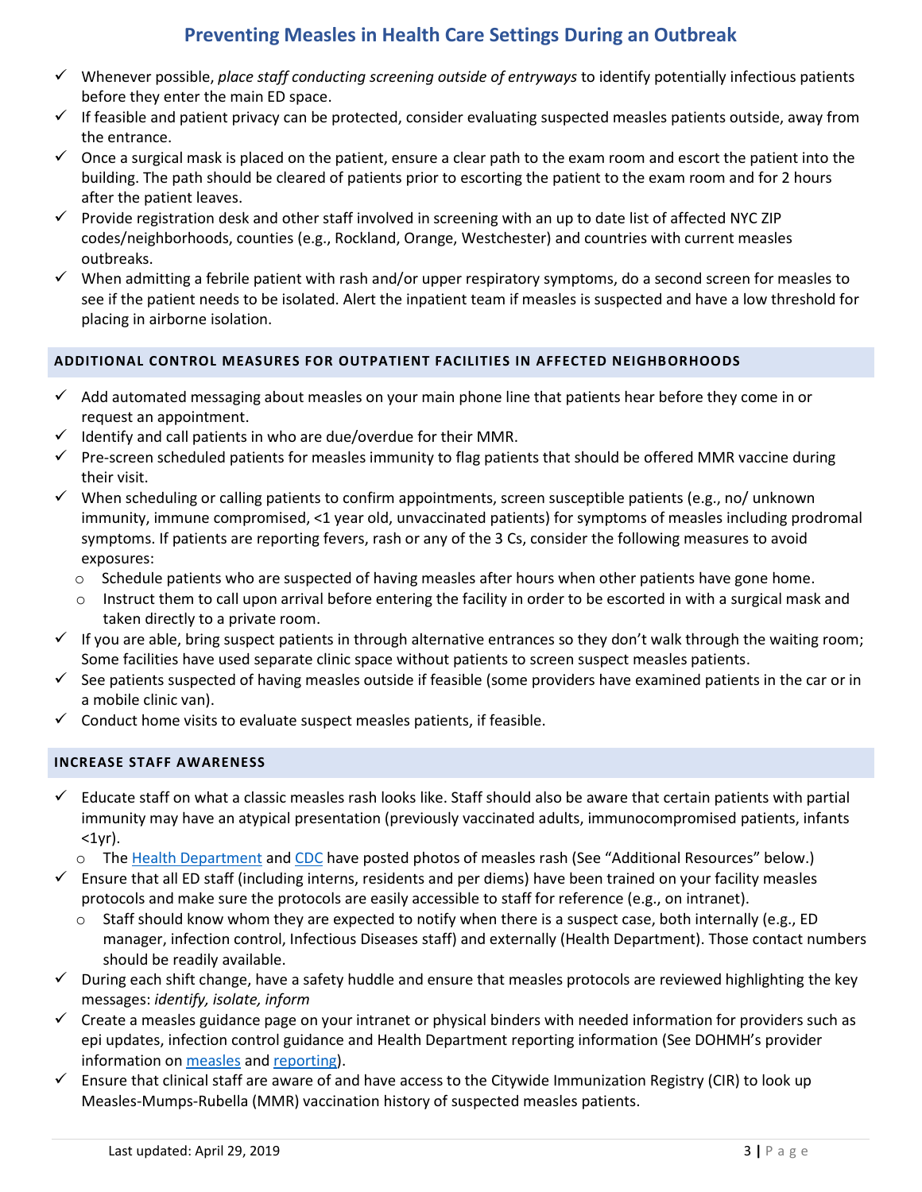- ✓ Whenever possible, *place staff conducting screening outside of entryways* to identify potentially infectious patients before they enter the main ED space.
- ✓ If feasible and patient privacy can be protected, consider evaluating suspected measles patients outside, away from the entrance.
- ✓ Once a surgical mask is placed on the patient, ensure a clear path to the exam room and escort the patient into the building. The path should be cleared of patients prior to escorting the patient to the exam room and for 2 hours after the patient leaves.
- ✓ Provide registration desk and other staff involved in screening with an up to date list of affected NYC ZIP codes/neighborhoods, counties (e.g., Rockland, Orange, Westchester) and countries with current measles outbreaks.
- ✓ When admitting a febrile patient with rash and/or upper respiratory symptoms, do a second screen for measles to see if the patient needs to be isolated. Alert the inpatient team if measles is suspected and have a low threshold for placing in airborne isolation.

## ADDITIONAL CONTROL MEASURES FOR OUTPATIENT FACILITIES IN AFFECTED NEIGHBORHOODS

- ✓ Add automated messaging about measles on your main phone line that patients hear before they come in or request an appointment.
- ✓ Identify and call patients in who are due/overdue for their MMR.
- ✓ Pre-screen scheduled patients for measles immunity to flag patients that should be offered MMR vaccine during their visit.
- ✓ When scheduling or calling patients to confirm appointments, screen susceptible patients (e.g., no/ unknown immunity, immune compromised, <1 year old, unvaccinated patients) for symptoms of measles including prodromal symptoms. If patients are reporting fevers, rash or any of the 3 Cs, consider the following measures to avoid exposures:
  - Schedule patients who are suspected of having measles after hours when other patients have gone home.
  - Instruct them to call upon arrival before entering the facility in order to be escorted in with a surgical mask and taken directly to a private room.
- ✓ If you are able, bring suspect patients in through alternative entrances so they don't walk through the waiting room; Some facilities have used separate clinic space without patients to screen suspect measles patients.
- ✓ See patients suspected of having measles outside if feasible (some providers have examined patients in the car or in a mobile clinic van).
- ✓ Conduct home visits to evaluate suspect measles patients, if feasible.

## INCREASE STAFF AWARENESS

- ✓ Educate staff on what a classic measles rash looks like. Staff should also be aware that certain patients with partial immunity may have an atypical presentation (previously vaccinated adults, immunocompromised patients, infants <1yr).
  - The Health Department and CDC have posted photos of measles rash (See "Additional Resources" below.)
- ✓ Ensure that all ED staff (including interns, residents and per diems) have been trained on your facility measles protocols and make sure the protocols are easily accessible to staff for reference (e.g., on intranet).
  - Staff should know whom they are expected to notify when there is a suspect case, both internally (e.g., ED manager, infection control, Infectious Diseases staff) and externally (Health Department). Those contact numbers should be readily available.
- ✓ During each shift change, have a safety huddle and ensure that measles protocols are reviewed highlighting the key messages: *identify, isolate, inform*
- ✓ Create a measles guidance page on your intranet or physical binders with needed information for providers such as epi updates, infection control guidance and Health Department reporting information (See DOHMH's provider information on measles and reporting).
- ✓ Ensure that clinical staff are aware of and have access to the Citywide Immunization Registry (CIR) to look up Measles-Mumps-Rubella (MMR) vaccination history of suspected measles patients.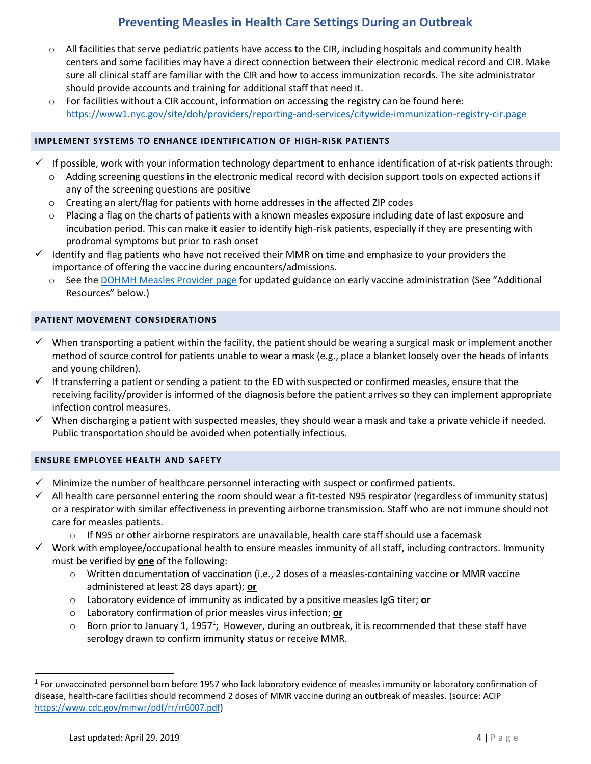- All facilities that serve pediatric patients have access to the CIR, including hospitals and community health centers and some facilities may have a direct connection between their electronic medical record and CIR. Make sure all clinical staff are familiar with the CIR and how to access immunization records. The site administrator should provide accounts and training for additional staff that need it.
- For facilities without a CIR account, information on accessing the registry can be found here: https://www1.nyc.gov/site/doh/providers/reporting-and-services/citywide-immunization-registry-cir.page

## IMPLEMENT SYSTEMS TO ENHANCE IDENTIFICATION OF HIGH-RISK PATIENTS

- ✓ If possible, work with your information technology department to enhance identification of at-risk patients through:
  - Adding screening questions in the electronic medical record with decision support tools on expected actions if any of the screening questions are positive
  - Creating an alert/flag for patients with home addresses in the affected ZIP codes
  - Placing a flag on the charts of patients with a known measles exposure including date of last exposure and incubation period. This can make it easier to identify high-risk patients, especially if they are presenting with prodromal symptoms but prior to rash onset
- ✓ Identify and flag patients who have not received their MMR on time and emphasize to your providers the importance of offering the vaccine during encounters/admissions.
  - See the DOHMH Measles Provider page for updated guidance on early vaccine administration (See "Additional Resources" below.)

## PATIENT MOVEMENT CONSIDERATIONS

- ✓ When transporting a patient within the facility, the patient should be wearing a surgical mask or implement another method of source control for patients unable to wear a mask (e.g., place a blanket loosely over the heads of infants and young children).
- ✓ If transferring a patient or sending a patient to the ED with suspected or confirmed measles, ensure that the receiving facility/provider is informed of the diagnosis before the patient arrives so they can implement appropriate infection control measures.
- ✓ When discharging a patient with suspected measles, they should wear a mask and take a private vehicle if needed. Public transportation should be avoided when potentially infectious.

## ENSURE EMPLOYEE HEALTH AND SAFETY

- ✓ Minimize the number of healthcare personnel interacting with suspect or confirmed patients.
- ✓ All health care personnel entering the room should wear a fit-tested N95 respirator (regardless of immunity status) or a respirator with similar effectiveness in preventing airborne transmission. Staff who are not immune should not care for measles patients.
  - If N95 or other airborne respirators are unavailable, health care staff should use a facemask
- ✓ Work with employee/occupational health to ensure measles immunity of all staff, including contractors. Immunity must be verified by **one** of the following:
  - Written documentation of vaccination (i.e., 2 doses of a measles-containing vaccine or MMR vaccine administered at least 28 days apart); **or**
  - Laboratory evidence of immunity as indicated by a positive measles IgG titer; **or**
  - Laboratory confirmation of prior measles virus infection; **or**
  - Born prior to January 1, 1957[1]; However, during an outbreak, it is recommended that these staff have serology drawn to confirm immunity status or receive MMR.

---

[1] For unvaccinated personnel born before 1957 who lack laboratory evidence of measles immunity or laboratory confirmation of disease, health-care facilities should recommend 2 doses of MMR vaccine during an outbreak of measles. (source: ACIP https://www.cdc.gov/mmwr/pdf/rr/rr6007.pdf)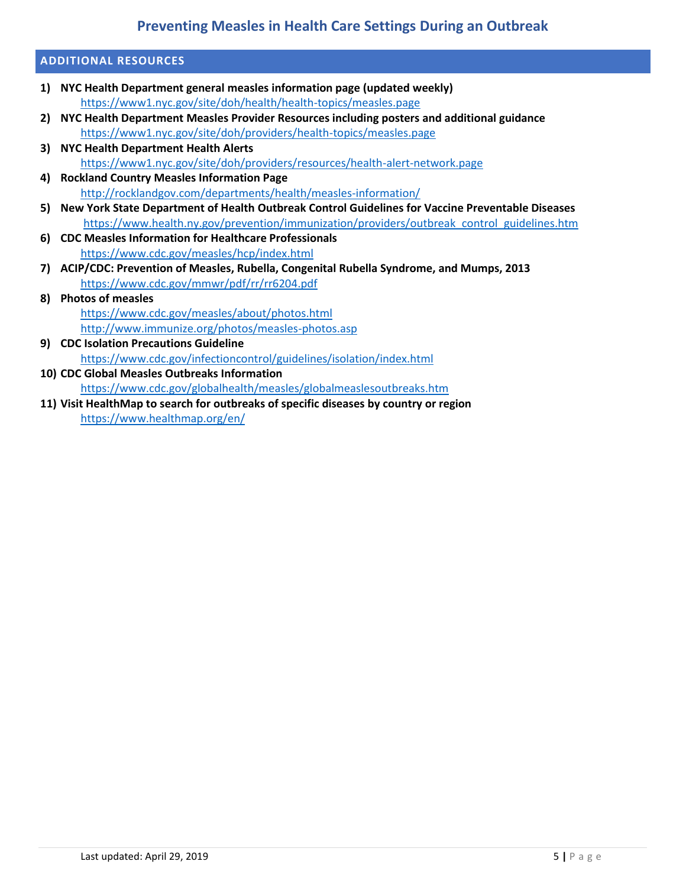## ADDITIONAL RESOURCES

1) **NYC Health Department general measles information page (updated weekly)**
   https://www1.nyc.gov/site/doh/health/health-topics/measles.page
2) **NYC Health Department Measles Provider Resources including posters and additional guidance**
   https://www1.nyc.gov/site/doh/providers/health-topics/measles.page
3) **NYC Health Department Health Alerts**
   https://www1.nyc.gov/site/doh/providers/resources/health-alert-network.page
4) **Rockland Country Measles Information Page**
   http://rocklandgov.com/departments/health/measles-information/
5) **New York State Department of Health Outbreak Control Guidelines for Vaccine Preventable Diseases**
   https://www.health.ny.gov/prevention/immunization/providers/outbreak_control_guidelines.htm
6) **CDC Measles Information for Healthcare Professionals**
   https://www.cdc.gov/measles/hcp/index.html
7) **ACIP/CDC: Prevention of Measles, Rubella, Congenital Rubella Syndrome, and Mumps, 2013**
   https://www.cdc.gov/mmwr/pdf/rr/rr6204.pdf
8) **Photos of measles**
   https://www.cdc.gov/measles/about/photos.html
   http://www.immunize.org/photos/measles-photos.asp
9) **CDC Isolation Precautions Guideline**
   https://www.cdc.gov/infectioncontrol/guidelines/isolation/index.html
10) **CDC Global Measles Outbreaks Information**
    https://www.cdc.gov/globalhealth/measles/globalmeaslesoutbreaks.htm
11) **Visit HealthMap to search for outbreaks of specific diseases by country or region**
    https://www.healthmap.org/en/